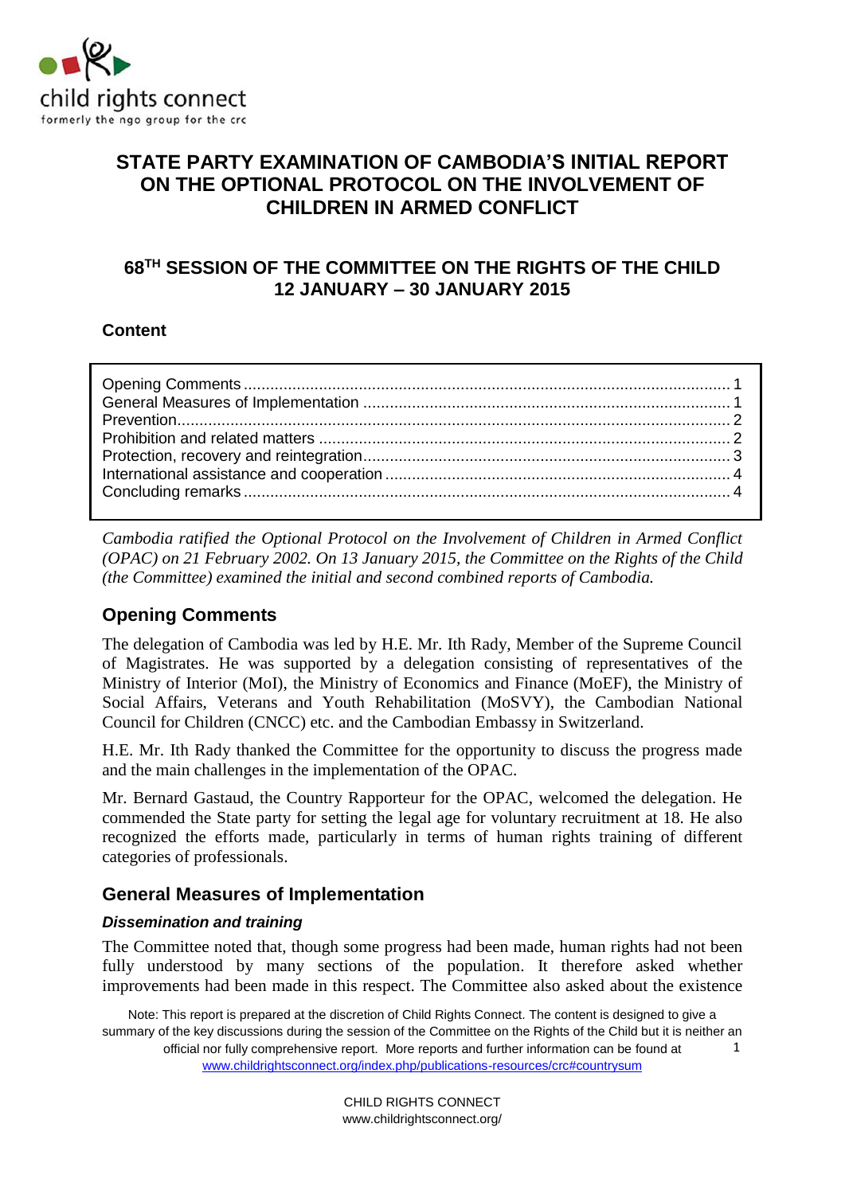# STATE PARTY EXAMINATION OF CAMBODIA'S INITIAL REPORT ON THE OPTIONAL PROTOCOL ON THE INVOLVEMENT OF CHILDREN IN ARMED CONFLICT

## 68TH SESSION OF THE COMMITTEE ON THE RIGHTS OF THE CHILD 12 JANUARY – 30 JANUARY 2015

### Content

| | |
|---|---|
| Opening Comments | 1 |
| General Measures of Implementation | 1 |
| Prevention | 2 |
| Prohibition and related matters | 2 |
| Protection, recovery and reintegration | 3 |
| International assistance and cooperation | 4 |
| Concluding remarks | 4 |

*Cambodia ratified the Optional Protocol on the Involvement of Children in Armed Conflict (OPAC) on 21 February 2002. On 13 January 2015, the Committee on the Rights of the Child (the Committee) examined the initial and second combined reports of Cambodia.*

## Opening Comments

The delegation of Cambodia was led by H.E. Mr. Ith Rady, Member of the Supreme Council of Magistrates. He was supported by a delegation consisting of representatives of the Ministry of Interior (MoI), the Ministry of Economics and Finance (MoEF), the Ministry of Social Affairs, Veterans and Youth Rehabilitation (MoSVY), the Cambodian National Council for Children (CNCC) etc. and the Cambodian Embassy in Switzerland.

H.E. Mr. Ith Rady thanked the Committee for the opportunity to discuss the progress made and the main challenges in the implementation of the OPAC.

Mr. Bernard Gastaud, the Country Rapporteur for the OPAC, welcomed the delegation. He commended the State party for setting the legal age for voluntary recruitment at 18. He also recognized the efforts made, particularly in terms of human rights training of different categories of professionals.

## General Measures of Implementation

### *Dissemination and training*

The Committee noted that, though some progress had been made, human rights had not been fully understood by many sections of the population. It therefore asked whether improvements had been made in this respect. The Committee also asked about the existence

Note: This report is prepared at the discretion of Child Rights Connect. The content is designed to give a summary of the key discussions during the session of the Committee on the Rights of the Child but it is neither an official nor fully comprehensive report. More reports and further information can be found at www.childrightsconnect.org/index.php/publications-resources/crc#countrysum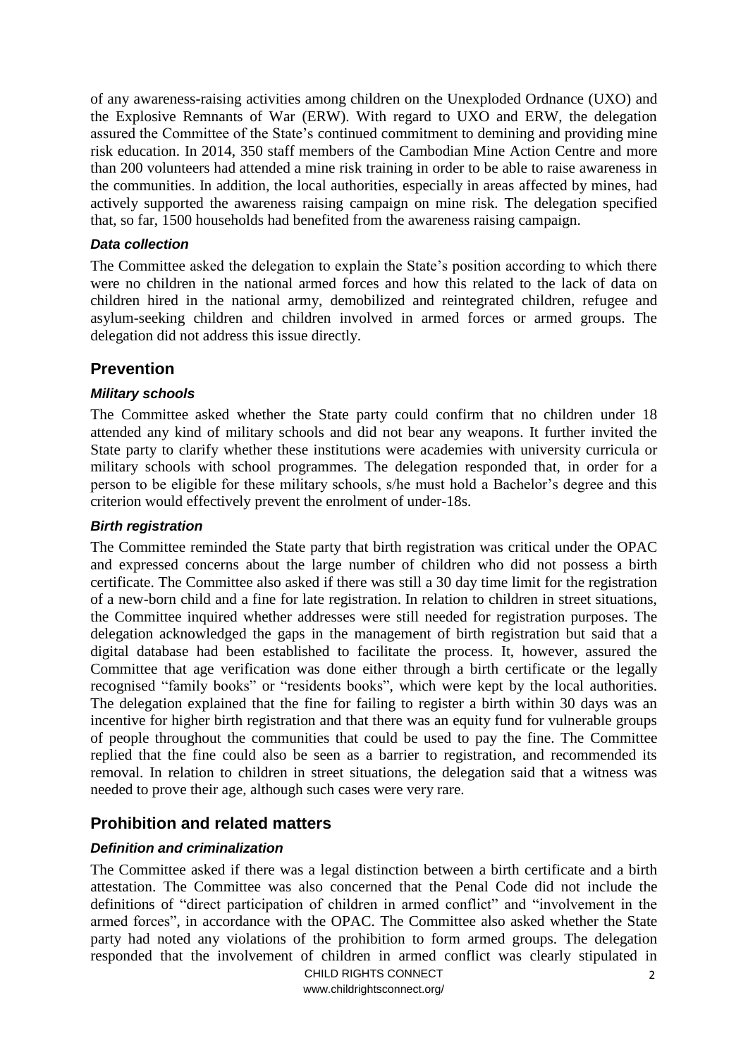of any awareness-raising activities among children on the Unexploded Ordnance (UXO) and the Explosive Remnants of War (ERW). With regard to UXO and ERW, the delegation assured the Committee of the State's continued commitment to demining and providing mine risk education. In 2014, 350 staff members of the Cambodian Mine Action Centre and more than 200 volunteers had attended a mine risk training in order to be able to raise awareness in the communities. In addition, the local authorities, especially in areas affected by mines, had actively supported the awareness raising campaign on mine risk. The delegation specified that, so far, 1500 households had benefited from the awareness raising campaign.

### *Data collection*

The Committee asked the delegation to explain the State's position according to which there were no children in the national armed forces and how this related to the lack of data on children hired in the national army, demobilized and reintegrated children, refugee and asylum-seeking children and children involved in armed forces or armed groups. The delegation did not address this issue directly.

## Prevention

### *Military schools*

The Committee asked whether the State party could confirm that no children under 18 attended any kind of military schools and did not bear any weapons. It further invited the State party to clarify whether these institutions were academies with university curricula or military schools with school programmes. The delegation responded that, in order for a person to be eligible for these military schools, s/he must hold a Bachelor's degree and this criterion would effectively prevent the enrolment of under-18s.

### *Birth registration*

The Committee reminded the State party that birth registration was critical under the OPAC and expressed concerns about the large number of children who did not possess a birth certificate. The Committee also asked if there was still a 30 day time limit for the registration of a new-born child and a fine for late registration. In relation to children in street situations, the Committee inquired whether addresses were still needed for registration purposes. The delegation acknowledged the gaps in the management of birth registration but said that a digital database had been established to facilitate the process. It, however, assured the Committee that age verification was done either through a birth certificate or the legally recognised "family books" or "residents books", which were kept by the local authorities. The delegation explained that the fine for failing to register a birth within 30 days was an incentive for higher birth registration and that there was an equity fund for vulnerable groups of people throughout the communities that could be used to pay the fine. The Committee replied that the fine could also be seen as a barrier to registration, and recommended its removal. In relation to children in street situations, the delegation said that a witness was needed to prove their age, although such cases were very rare.

## Prohibition and related matters

### *Definition and criminalization*

The Committee asked if there was a legal distinction between a birth certificate and a birth attestation. The Committee was also concerned that the Penal Code did not include the definitions of "direct participation of children in armed conflict" and "involvement in the armed forces", in accordance with the OPAC. The Committee also asked whether the State party had noted any violations of the prohibition to form armed groups. The delegation responded that the involvement of children in armed conflict was clearly stipulated in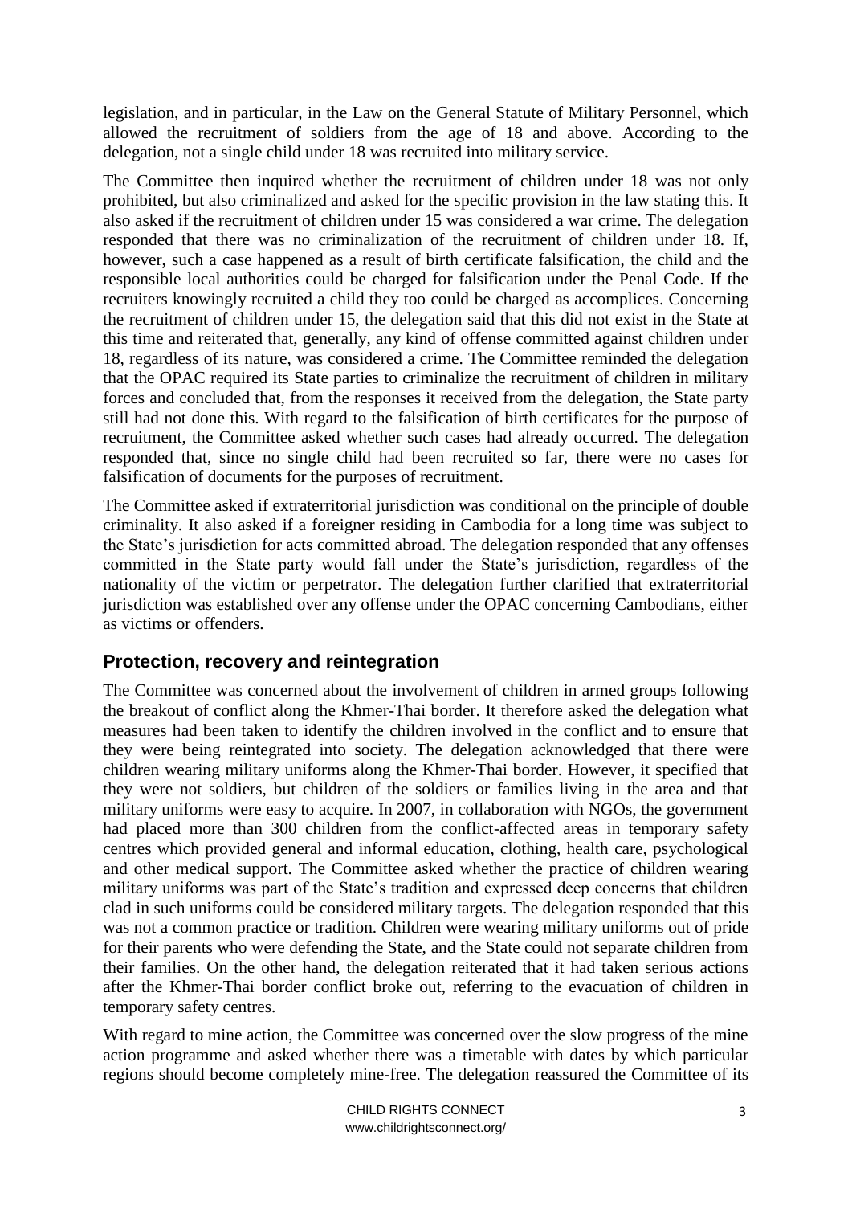legislation, and in particular, in the Law on the General Statute of Military Personnel, which allowed the recruitment of soldiers from the age of 18 and above. According to the delegation, not a single child under 18 was recruited into military service.

The Committee then inquired whether the recruitment of children under 18 was not only prohibited, but also criminalized and asked for the specific provision in the law stating this. It also asked if the recruitment of children under 15 was considered a war crime. The delegation responded that there was no criminalization of the recruitment of children under 18. If, however, such a case happened as a result of birth certificate falsification, the child and the responsible local authorities could be charged for falsification under the Penal Code. If the recruiters knowingly recruited a child they too could be charged as accomplices. Concerning the recruitment of children under 15, the delegation said that this did not exist in the State at this time and reiterated that, generally, any kind of offense committed against children under 18, regardless of its nature, was considered a crime. The Committee reminded the delegation that the OPAC required its State parties to criminalize the recruitment of children in military forces and concluded that, from the responses it received from the delegation, the State party still had not done this. With regard to the falsification of birth certificates for the purpose of recruitment, the Committee asked whether such cases had already occurred. The delegation responded that, since no single child had been recruited so far, there were no cases for falsification of documents for the purposes of recruitment.

The Committee asked if extraterritorial jurisdiction was conditional on the principle of double criminality. It also asked if a foreigner residing in Cambodia for a long time was subject to the State's jurisdiction for acts committed abroad. The delegation responded that any offenses committed in the State party would fall under the State's jurisdiction, regardless of the nationality of the victim or perpetrator. The delegation further clarified that extraterritorial jurisdiction was established over any offense under the OPAC concerning Cambodians, either as victims or offenders.

## Protection, recovery and reintegration

The Committee was concerned about the involvement of children in armed groups following the breakout of conflict along the Khmer-Thai border. It therefore asked the delegation what measures had been taken to identify the children involved in the conflict and to ensure that they were being reintegrated into society. The delegation acknowledged that there were children wearing military uniforms along the Khmer-Thai border. However, it specified that they were not soldiers, but children of the soldiers or families living in the area and that military uniforms were easy to acquire. In 2007, in collaboration with NGOs, the government had placed more than 300 children from the conflict-affected areas in temporary safety centres which provided general and informal education, clothing, health care, psychological and other medical support. The Committee asked whether the practice of children wearing military uniforms was part of the State's tradition and expressed deep concerns that children clad in such uniforms could be considered military targets. The delegation responded that this was not a common practice or tradition. Children were wearing military uniforms out of pride for their parents who were defending the State, and the State could not separate children from their families. On the other hand, the delegation reiterated that it had taken serious actions after the Khmer-Thai border conflict broke out, referring to the evacuation of children in temporary safety centres.

With regard to mine action, the Committee was concerned over the slow progress of the mine action programme and asked whether there was a timetable with dates by which particular regions should become completely mine-free. The delegation reassured the Committee of its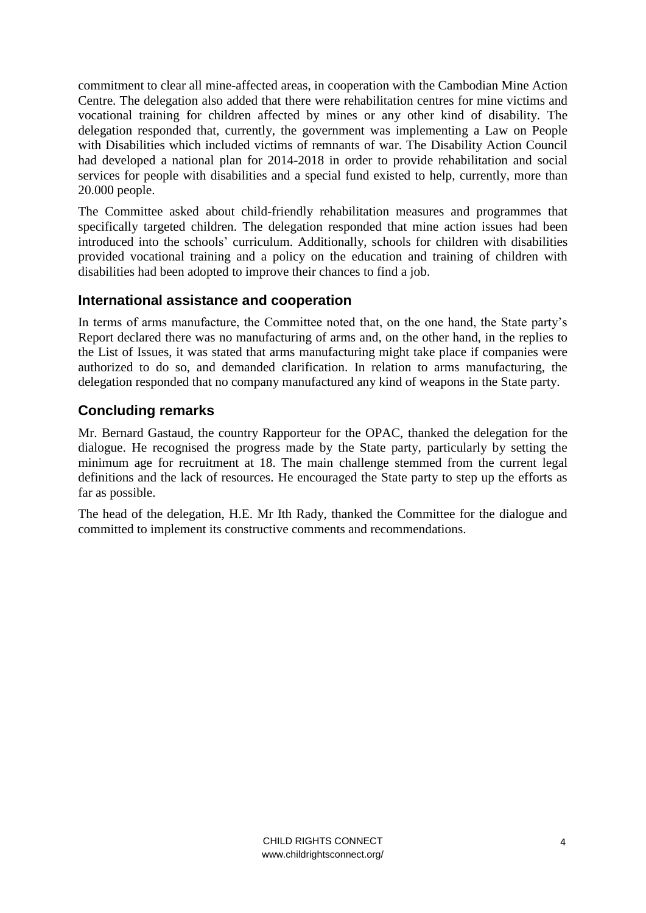commitment to clear all mine-affected areas, in cooperation with the Cambodian Mine Action Centre. The delegation also added that there were rehabilitation centres for mine victims and vocational training for children affected by mines or any other kind of disability. The delegation responded that, currently, the government was implementing a Law on People with Disabilities which included victims of remnants of war. The Disability Action Council had developed a national plan for 2014-2018 in order to provide rehabilitation and social services for people with disabilities and a special fund existed to help, currently, more than 20.000 people.

The Committee asked about child-friendly rehabilitation measures and programmes that specifically targeted children. The delegation responded that mine action issues had been introduced into the schools' curriculum. Additionally, schools for children with disabilities provided vocational training and a policy on the education and training of children with disabilities had been adopted to improve their chances to find a job.

## International assistance and cooperation

In terms of arms manufacture, the Committee noted that, on the one hand, the State party's Report declared there was no manufacturing of arms and, on the other hand, in the replies to the List of Issues, it was stated that arms manufacturing might take place if companies were authorized to do so, and demanded clarification. In relation to arms manufacturing, the delegation responded that no company manufactured any kind of weapons in the State party.

## Concluding remarks

Mr. Bernard Gastaud, the country Rapporteur for the OPAC, thanked the delegation for the dialogue. He recognised the progress made by the State party, particularly by setting the minimum age for recruitment at 18. The main challenge stemmed from the current legal definitions and the lack of resources. He encouraged the State party to step up the efforts as far as possible.

The head of the delegation, H.E. Mr Ith Rady, thanked the Committee for the dialogue and committed to implement its constructive comments and recommendations.